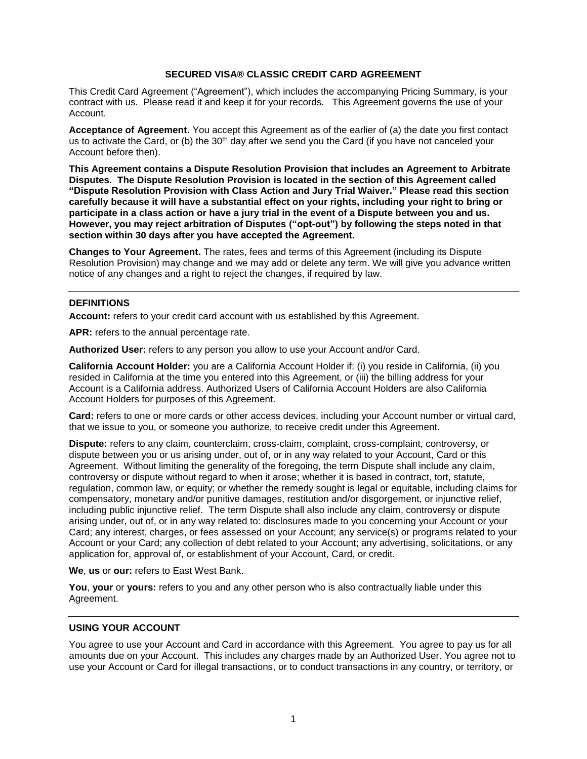# SECURED VISA® CLASSIC CREDIT CARD AGREEMENT

This Credit Card Agreement ("Agreement"), which includes the accompanying Pricing Summary, is your contract with us. Please read it and keep it for your records. This Agreement governs the use of your Account.

**Acceptance of Agreement.** You accept this Agreement as of the earlier of (a) the date you first contact us to activate the Card, <u>or</u> (b) the 30th day after we send you the Card (if you have not canceled your Account before then).

**This Agreement contains a Dispute Resolution Provision that includes an Agreement to Arbitrate Disputes. The Dispute Resolution Provision is located in the section of this Agreement called "Dispute Resolution Provision with Class Action and Jury Trial Waiver." Please read this section carefully because it will have a substantial effect on your rights, including your right to bring or participate in a class action or have a jury trial in the event of a Dispute between you and us. However, you may reject arbitration of Disputes ("opt-out") by following the steps noted in that section within 30 days after you have accepted the Agreement.**

**Changes to Your Agreement.** The rates, fees and terms of this Agreement (including its Dispute Resolution Provision) may change and we may add or delete any term. We will give you advance written notice of any changes and a right to reject the changes, if required by law.

---

## DEFINITIONS

**Account:** refers to your credit card account with us established by this Agreement.

**APR:** refers to the annual percentage rate.

**Authorized User:** refers to any person you allow to use your Account and/or Card.

**California Account Holder:** you are a California Account Holder if: (i) you reside in California, (ii) you resided in California at the time you entered into this Agreement, or (iii) the billing address for your Account is a California address. Authorized Users of California Account Holders are also California Account Holders for purposes of this Agreement.

**Card:** refers to one or more cards or other access devices, including your Account number or virtual card, that we issue to you, or someone you authorize, to receive credit under this Agreement.

**Dispute:** refers to any claim, counterclaim, cross-claim, complaint, cross-complaint, controversy, or dispute between you or us arising under, out of, or in any way related to your Account, Card or this Agreement. Without limiting the generality of the foregoing, the term Dispute shall include any claim, controversy or dispute without regard to when it arose; whether it is based in contract, tort, statute, regulation, common law, or equity; or whether the remedy sought is legal or equitable, including claims for compensatory, monetary and/or punitive damages, restitution and/or disgorgement, or injunctive relief, including public injunctive relief. The term Dispute shall also include any claim, controversy or dispute arising under, out of, or in any way related to: disclosures made to you concerning your Account or your Card; any interest, charges, or fees assessed on your Account; any service(s) or programs related to your Account or your Card; any collection of debt related to your Account; any advertising, solicitations, or any application for, approval of, or establishment of your Account, Card, or credit.

**We**, **us** or **our:** refers to East West Bank.

**You**, **your** or **yours:** refers to you and any other person who is also contractually liable under this Agreement.

---

## USING YOUR ACCOUNT

You agree to use your Account and Card in accordance with this Agreement. You agree to pay us for all amounts due on your Account. This includes any charges made by an Authorized User. You agree not to use your Account or Card for illegal transactions, or to conduct transactions in any country, or territory, or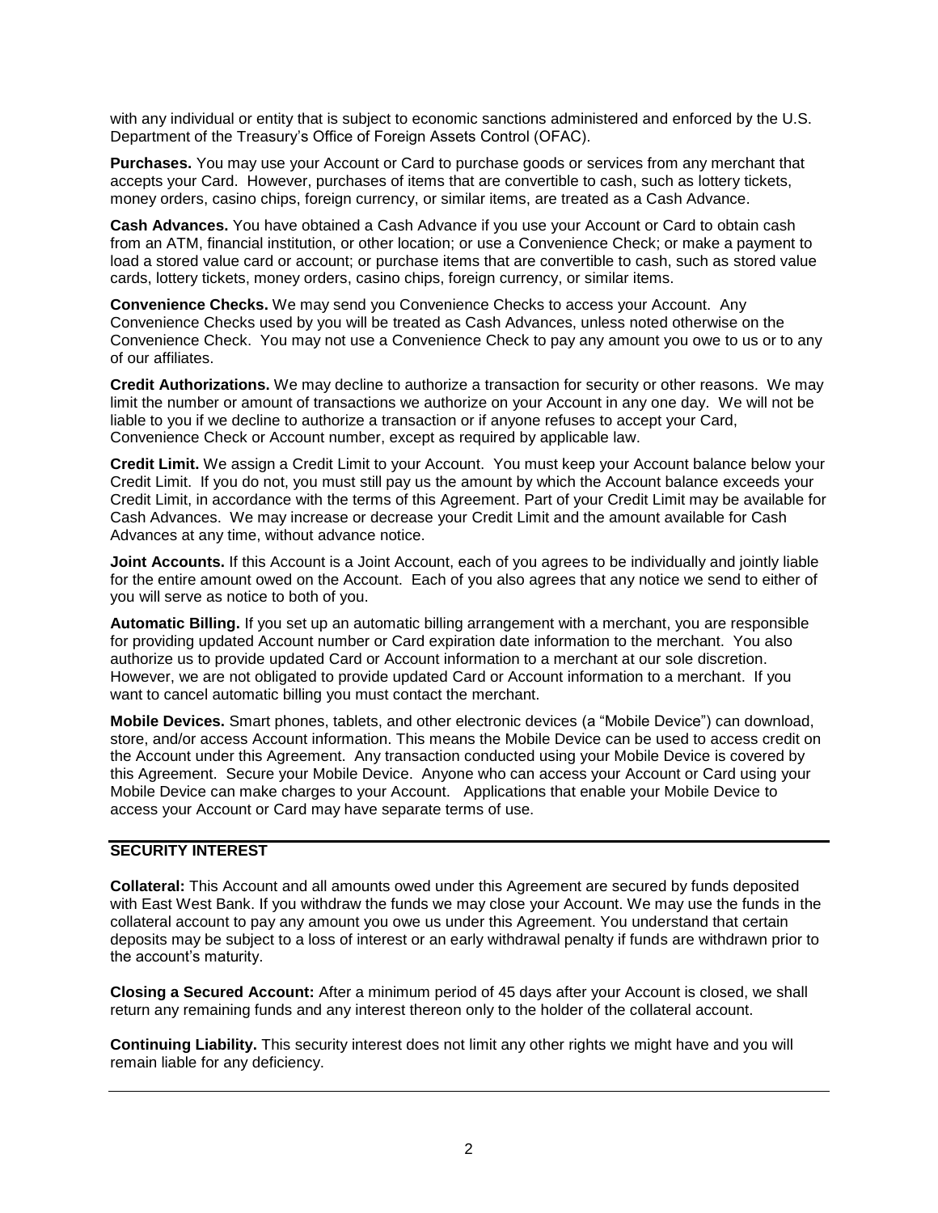with any individual or entity that is subject to economic sanctions administered and enforced by the U.S. Department of the Treasury's Office of Foreign Assets Control (OFAC).

**Purchases.** You may use your Account or Card to purchase goods or services from any merchant that accepts your Card. However, purchases of items that are convertible to cash, such as lottery tickets, money orders, casino chips, foreign currency, or similar items, are treated as a Cash Advance.

**Cash Advances.** You have obtained a Cash Advance if you use your Account or Card to obtain cash from an ATM, financial institution, or other location; or use a Convenience Check; or make a payment to load a stored value card or account; or purchase items that are convertible to cash, such as stored value cards, lottery tickets, money orders, casino chips, foreign currency, or similar items.

**Convenience Checks.** We may send you Convenience Checks to access your Account. Any Convenience Checks used by you will be treated as Cash Advances, unless noted otherwise on the Convenience Check. You may not use a Convenience Check to pay any amount you owe to us or to any of our affiliates.

**Credit Authorizations.** We may decline to authorize a transaction for security or other reasons. We may limit the number or amount of transactions we authorize on your Account in any one day. We will not be liable to you if we decline to authorize a transaction or if anyone refuses to accept your Card, Convenience Check or Account number, except as required by applicable law.

**Credit Limit.** We assign a Credit Limit to your Account. You must keep your Account balance below your Credit Limit. If you do not, you must still pay us the amount by which the Account balance exceeds your Credit Limit, in accordance with the terms of this Agreement. Part of your Credit Limit may be available for Cash Advances. We may increase or decrease your Credit Limit and the amount available for Cash Advances at any time, without advance notice.

**Joint Accounts.** If this Account is a Joint Account, each of you agrees to be individually and jointly liable for the entire amount owed on the Account. Each of you also agrees that any notice we send to either of you will serve as notice to both of you.

**Automatic Billing.** If you set up an automatic billing arrangement with a merchant, you are responsible for providing updated Account number or Card expiration date information to the merchant. You also authorize us to provide updated Card or Account information to a merchant at our sole discretion. However, we are not obligated to provide updated Card or Account information to a merchant. If you want to cancel automatic billing you must contact the merchant.

**Mobile Devices.** Smart phones, tablets, and other electronic devices (a "Mobile Device") can download, store, and/or access Account information. This means the Mobile Device can be used to access credit on the Account under this Agreement. Any transaction conducted using your Mobile Device is covered by this Agreement. Secure your Mobile Device. Anyone who can access your Account or Card using your Mobile Device can make charges to your Account. Applications that enable your Mobile Device to access your Account or Card may have separate terms of use.

## SECURITY INTEREST

**Collateral:** This Account and all amounts owed under this Agreement are secured by funds deposited with East West Bank. If you withdraw the funds we may close your Account. We may use the funds in the collateral account to pay any amount you owe us under this Agreement. You understand that certain deposits may be subject to a loss of interest or an early withdrawal penalty if funds are withdrawn prior to the account's maturity.

**Closing a Secured Account:** After a minimum period of 45 days after your Account is closed, we shall return any remaining funds and any interest thereon only to the holder of the collateral account.

**Continuing Liability.** This security interest does not limit any other rights we might have and you will remain liable for any deficiency.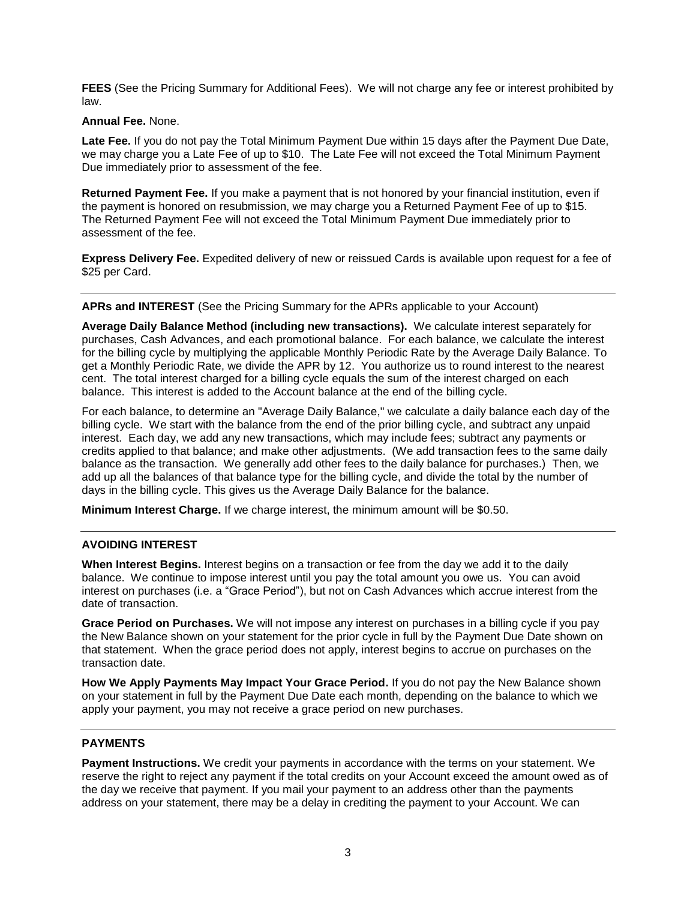**FEES** (See the Pricing Summary for Additional Fees). We will not charge any fee or interest prohibited by law.

**Annual Fee.** None.

**Late Fee.** If you do not pay the Total Minimum Payment Due within 15 days after the Payment Due Date, we may charge you a Late Fee of up to $10. The Late Fee will not exceed the Total Minimum Payment Due immediately prior to assessment of the fee.

**Returned Payment Fee.** If you make a payment that is not honored by your financial institution, even if the payment is honored on resubmission, we may charge you a Returned Payment Fee of up to $15. The Returned Payment Fee will not exceed the Total Minimum Payment Due immediately prior to assessment of the fee.

**Express Delivery Fee.** Expedited delivery of new or reissued Cards is available upon request for a fee of $25 per Card.

---

**APRs and INTEREST** (See the Pricing Summary for the APRs applicable to your Account)

**Average Daily Balance Method (including new transactions).** We calculate interest separately for purchases, Cash Advances, and each promotional balance. For each balance, we calculate the interest for the billing cycle by multiplying the applicable Monthly Periodic Rate by the Average Daily Balance. To get a Monthly Periodic Rate, we divide the APR by 12. You authorize us to round interest to the nearest cent. The total interest charged for a billing cycle equals the sum of the interest charged on each balance. This interest is added to the Account balance at the end of the billing cycle.

For each balance, to determine an "Average Daily Balance," we calculate a daily balance each day of the billing cycle. We start with the balance from the end of the prior billing cycle, and subtract any unpaid interest. Each day, we add any new transactions, which may include fees; subtract any payments or credits applied to that balance; and make other adjustments. (We add transaction fees to the same daily balance as the transaction. We generally add other fees to the daily balance for purchases.) Then, we add up all the balances of that balance type for the billing cycle, and divide the total by the number of days in the billing cycle. This gives us the Average Daily Balance for the balance.

**Minimum Interest Charge.** If we charge interest, the minimum amount will be $0.50.

---

**AVOIDING INTEREST**

**When Interest Begins.** Interest begins on a transaction or fee from the day we add it to the daily balance. We continue to impose interest until you pay the total amount you owe us. You can avoid interest on purchases (i.e. a "Grace Period"), but not on Cash Advances which accrue interest from the date of transaction.

**Grace Period on Purchases.** We will not impose any interest on purchases in a billing cycle if you pay the New Balance shown on your statement for the prior cycle in full by the Payment Due Date shown on that statement. When the grace period does not apply, interest begins to accrue on purchases on the transaction date.

**How We Apply Payments May Impact Your Grace Period.** If you do not pay the New Balance shown on your statement in full by the Payment Due Date each month, depending on the balance to which we apply your payment, you may not receive a grace period on new purchases.

---

**PAYMENTS**

**Payment Instructions.** We credit your payments in accordance with the terms on your statement. We reserve the right to reject any payment if the total credits on your Account exceed the amount owed as of the day we receive that payment. If you mail your payment to an address other than the payments address on your statement, there may be a delay in crediting the payment to your Account. We can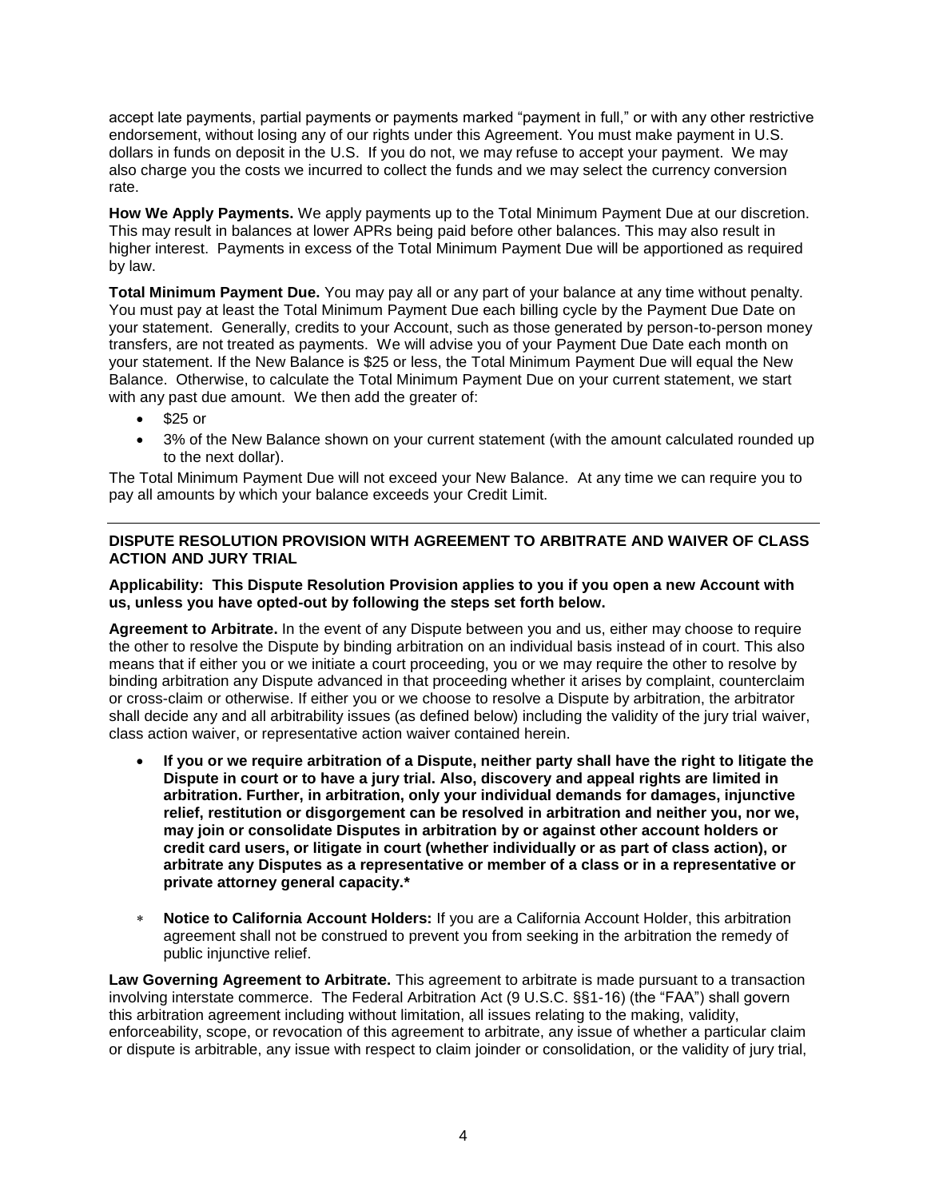accept late payments, partial payments or payments marked "payment in full," or with any other restrictive endorsement, without losing any of our rights under this Agreement. You must make payment in U.S. dollars in funds on deposit in the U.S. If you do not, we may refuse to accept your payment. We may also charge you the costs we incurred to collect the funds and we may select the currency conversion rate.

**How We Apply Payments.** We apply payments up to the Total Minimum Payment Due at our discretion. This may result in balances at lower APRs being paid before other balances. This may also result in higher interest. Payments in excess of the Total Minimum Payment Due will be apportioned as required by law.

**Total Minimum Payment Due.** You may pay all or any part of your balance at any time without penalty. You must pay at least the Total Minimum Payment Due each billing cycle by the Payment Due Date on your statement. Generally, credits to your Account, such as those generated by person-to-person money transfers, are not treated as payments. We will advise you of your Payment Due Date each month on your statement. If the New Balance is $25 or less, the Total Minimum Payment Due will equal the New Balance. Otherwise, to calculate the Total Minimum Payment Due on your current statement, we start with any past due amount. We then add the greater of:

- $25 or
- 3% of the New Balance shown on your current statement (with the amount calculated rounded up to the next dollar).

The Total Minimum Payment Due will not exceed your New Balance. At any time we can require you to pay all amounts by which your balance exceeds your Credit Limit.

---

**DISPUTE RESOLUTION PROVISION WITH AGREEMENT TO ARBITRATE AND WAIVER OF CLASS ACTION AND JURY TRIAL**

**Applicability: This Dispute Resolution Provision applies to you if you open a new Account with us, unless you have opted-out by following the steps set forth below.**

**Agreement to Arbitrate.** In the event of any Dispute between you and us, either may choose to require the other to resolve the Dispute by binding arbitration on an individual basis instead of in court. This also means that if either you or we initiate a court proceeding, you or we may require the other to resolve by binding arbitration any Dispute advanced in that proceeding whether it arises by complaint, counterclaim or cross-claim or otherwise. If either you or we choose to resolve a Dispute by arbitration, the arbitrator shall decide any and all arbitrability issues (as defined below) including the validity of the jury trial waiver, class action waiver, or representative action waiver contained herein.

- **If you or we require arbitration of a Dispute, neither party shall have the right to litigate the Dispute in court or to have a jury trial. Also, discovery and appeal rights are limited in arbitration. Further, in arbitration, only your individual demands for damages, injunctive relief, restitution or disgorgement can be resolved in arbitration and neither you, nor we, may join or consolidate Disputes in arbitration by or against other account holders or credit card users, or litigate in court (whether individually or as part of class action), or arbitrate any Disputes as a representative or member of a class or in a representative or private attorney general capacity.***

* **Notice to California Account Holders:** If you are a California Account Holder, this arbitration agreement shall not be construed to prevent you from seeking in the arbitration the remedy of public injunctive relief.

**Law Governing Agreement to Arbitrate.** This agreement to arbitrate is made pursuant to a transaction involving interstate commerce. The Federal Arbitration Act (9 U.S.C. §§1-16) (the "FAA") shall govern this arbitration agreement including without limitation, all issues relating to the making, validity, enforceability, scope, or revocation of this agreement to arbitrate, any issue of whether a particular claim or dispute is arbitrable, any issue with respect to claim joinder or consolidation, or the validity of jury trial,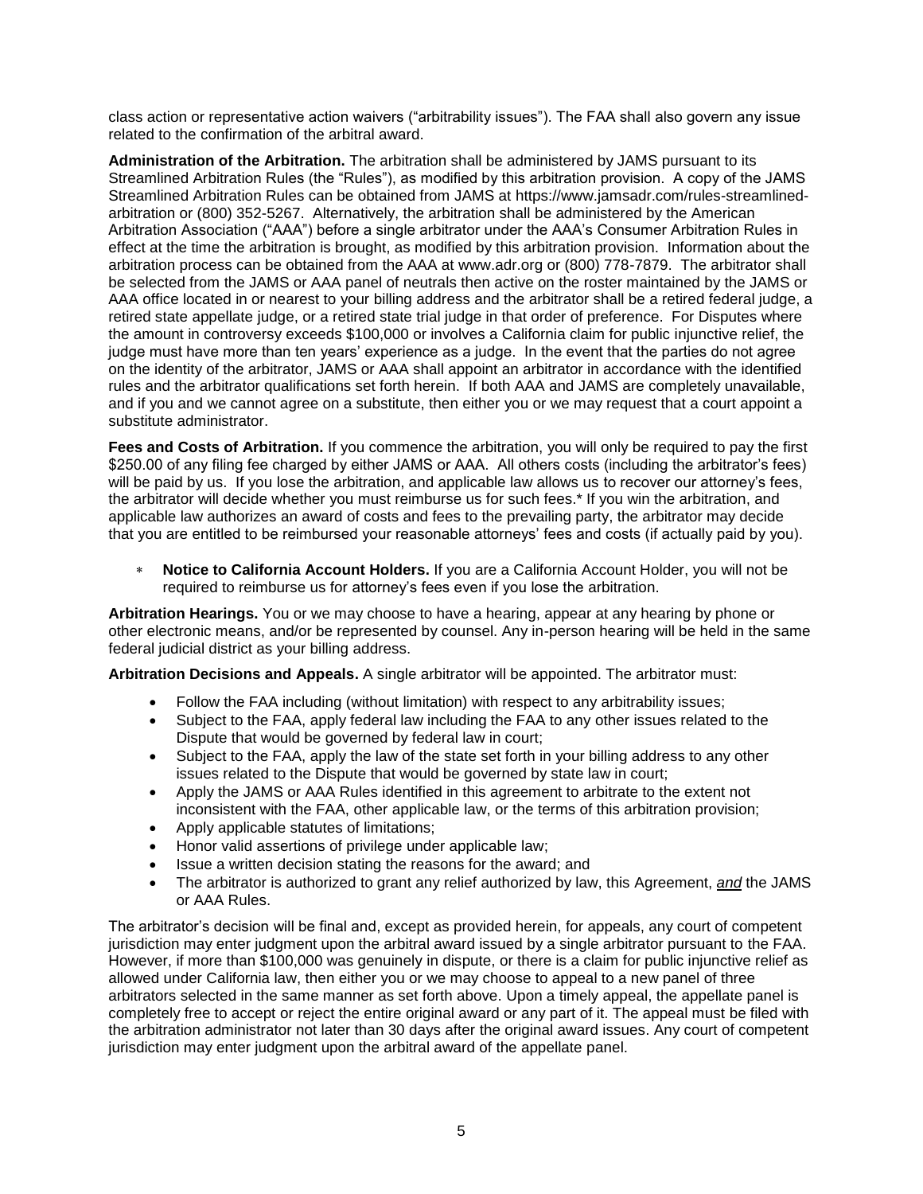class action or representative action waivers ("arbitrability issues"). The FAA shall also govern any issue related to the confirmation of the arbitral award.

**Administration of the Arbitration.** The arbitration shall be administered by JAMS pursuant to its Streamlined Arbitration Rules (the "Rules"), as modified by this arbitration provision. A copy of the JAMS Streamlined Arbitration Rules can be obtained from JAMS at https://www.jamsadr.com/rules-streamlined-arbitration or (800) 352-5267. Alternatively, the arbitration shall be administered by the American Arbitration Association ("AAA") before a single arbitrator under the AAA's Consumer Arbitration Rules in effect at the time the arbitration is brought, as modified by this arbitration provision. Information about the arbitration process can be obtained from the AAA at www.adr.org or (800) 778-7879. The arbitrator shall be selected from the JAMS or AAA panel of neutrals then active on the roster maintained by the JAMS or AAA office located in or nearest to your billing address and the arbitrator shall be a retired federal judge, a retired state appellate judge, or a retired state trial judge in that order of preference. For Disputes where the amount in controversy exceeds $100,000 or involves a California claim for public injunctive relief, the judge must have more than ten years' experience as a judge. In the event that the parties do not agree on the identity of the arbitrator, JAMS or AAA shall appoint an arbitrator in accordance with the identified rules and the arbitrator qualifications set forth herein. If both AAA and JAMS are completely unavailable, and if you and we cannot agree on a substitute, then either you or we may request that a court appoint a substitute administrator.

**Fees and Costs of Arbitration.** If you commence the arbitration, you will only be required to pay the first $250.00 of any filing fee charged by either JAMS or AAA. All others costs (including the arbitrator's fees) will be paid by us. If you lose the arbitration, and applicable law allows us to recover our attorney's fees, the arbitrator will decide whether you must reimburse us for such fees.* If you win the arbitration, and applicable law authorizes an award of costs and fees to the prevailing party, the arbitrator may decide that you are entitled to be reimbursed your reasonable attorneys' fees and costs (if actually paid by you).

* **Notice to California Account Holders.** If you are a California Account Holder, you will not be required to reimburse us for attorney's fees even if you lose the arbitration.

**Arbitration Hearings.** You or we may choose to have a hearing, appear at any hearing by phone or other electronic means, and/or be represented by counsel. Any in-person hearing will be held in the same federal judicial district as your billing address.

**Arbitration Decisions and Appeals.** A single arbitrator will be appointed. The arbitrator must:

- Follow the FAA including (without limitation) with respect to any arbitrability issues;
- Subject to the FAA, apply federal law including the FAA to any other issues related to the Dispute that would be governed by federal law in court;
- Subject to the FAA, apply the law of the state set forth in your billing address to any other issues related to the Dispute that would be governed by state law in court;
- Apply the JAMS or AAA Rules identified in this agreement to arbitrate to the extent not inconsistent with the FAA, other applicable law, or the terms of this arbitration provision;
- Apply applicable statutes of limitations;
- Honor valid assertions of privilege under applicable law;
- Issue a written decision stating the reasons for the award; and
- The arbitrator is authorized to grant any relief authorized by law, this Agreement, ***and*** the JAMS or AAA Rules.

The arbitrator's decision will be final and, except as provided herein, for appeals, any court of competent jurisdiction may enter judgment upon the arbitral award issued by a single arbitrator pursuant to the FAA. However, if more than $100,000 was genuinely in dispute, or there is a claim for public injunctive relief as allowed under California law, then either you or we may choose to appeal to a new panel of three arbitrators selected in the same manner as set forth above. Upon a timely appeal, the appellate panel is completely free to accept or reject the entire original award or any part of it. The appeal must be filed with the arbitration administrator not later than 30 days after the original award issues. Any court of competent jurisdiction may enter judgment upon the arbitral award of the appellate panel.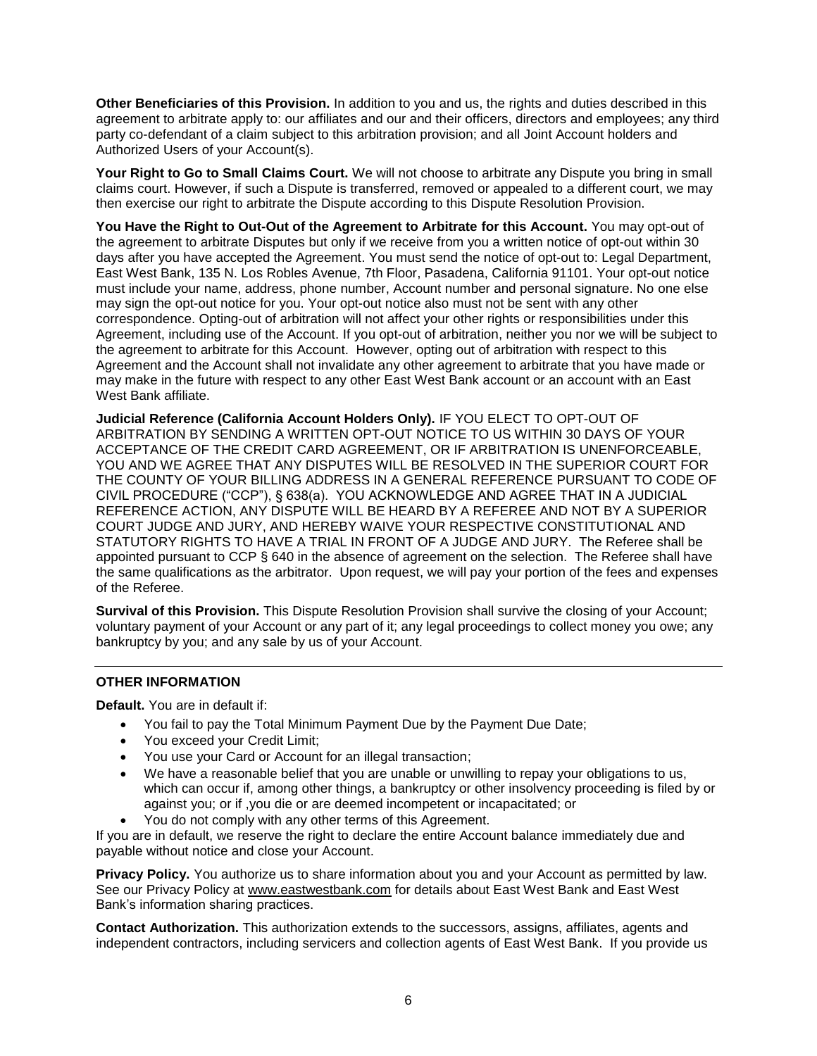**Other Beneficiaries of this Provision.** In addition to you and us, the rights and duties described in this agreement to arbitrate apply to: our affiliates and our and their officers, directors and employees; any third party co-defendant of a claim subject to this arbitration provision; and all Joint Account holders and Authorized Users of your Account(s).

**Your Right to Go to Small Claims Court.** We will not choose to arbitrate any Dispute you bring in small claims court. However, if such a Dispute is transferred, removed or appealed to a different court, we may then exercise our right to arbitrate the Dispute according to this Dispute Resolution Provision.

**You Have the Right to Out-Out of the Agreement to Arbitrate for this Account.** You may opt-out of the agreement to arbitrate Disputes but only if we receive from you a written notice of opt-out within 30 days after you have accepted the Agreement. You must send the notice of opt-out to: Legal Department, East West Bank, 135 N. Los Robles Avenue, 7th Floor, Pasadena, California 91101. Your opt-out notice must include your name, address, phone number, Account number and personal signature. No one else may sign the opt-out notice for you. Your opt-out notice also must not be sent with any other correspondence. Opting-out of arbitration will not affect your other rights or responsibilities under this Agreement, including use of the Account. If you opt-out of arbitration, neither you nor we will be subject to the agreement to arbitrate for this Account. However, opting out of arbitration with respect to this Agreement and the Account shall not invalidate any other agreement to arbitrate that you have made or may make in the future with respect to any other East West Bank account or an account with an East West Bank affiliate.

**Judicial Reference (California Account Holders Only).** IF YOU ELECT TO OPT-OUT OF ARBITRATION BY SENDING A WRITTEN OPT-OUT NOTICE TO US WITHIN 30 DAYS OF YOUR ACCEPTANCE OF THE CREDIT CARD AGREEMENT, OR IF ARBITRATION IS UNENFORCEABLE, YOU AND WE AGREE THAT ANY DISPUTES WILL BE RESOLVED IN THE SUPERIOR COURT FOR THE COUNTY OF YOUR BILLING ADDRESS IN A GENERAL REFERENCE PURSUANT TO CODE OF CIVIL PROCEDURE ("CCP"), § 638(a). YOU ACKNOWLEDGE AND AGREE THAT IN A JUDICIAL REFERENCE ACTION, ANY DISPUTE WILL BE HEARD BY A REFEREE AND NOT BY A SUPERIOR COURT JUDGE AND JURY, AND HEREBY WAIVE YOUR RESPECTIVE CONSTITUTIONAL AND STATUTORY RIGHTS TO HAVE A TRIAL IN FRONT OF A JUDGE AND JURY. The Referee shall be appointed pursuant to CCP § 640 in the absence of agreement on the selection. The Referee shall have the same qualifications as the arbitrator. Upon request, we will pay your portion of the fees and expenses of the Referee.

**Survival of this Provision.** This Dispute Resolution Provision shall survive the closing of your Account; voluntary payment of your Account or any part of it; any legal proceedings to collect money you owe; any bankruptcy by you; and any sale by us of your Account.

---

## OTHER INFORMATION

**Default.** You are in default if:

- You fail to pay the Total Minimum Payment Due by the Payment Due Date;
- You exceed your Credit Limit;
- You use your Card or Account for an illegal transaction;
- We have a reasonable belief that you are unable or unwilling to repay your obligations to us, which can occur if, among other things, a bankruptcy or other insolvency proceeding is filed by or against you; or if ,you die or are deemed incompetent or incapacitated; or
- You do not comply with any other terms of this Agreement.

If you are in default, we reserve the right to declare the entire Account balance immediately due and payable without notice and close your Account.

**Privacy Policy.** You authorize us to share information about you and your Account as permitted by law. See our Privacy Policy at www.eastwestbank.com for details about East West Bank and East West Bank's information sharing practices.

**Contact Authorization.** This authorization extends to the successors, assigns, affiliates, agents and independent contractors, including servicers and collection agents of East West Bank. If you provide us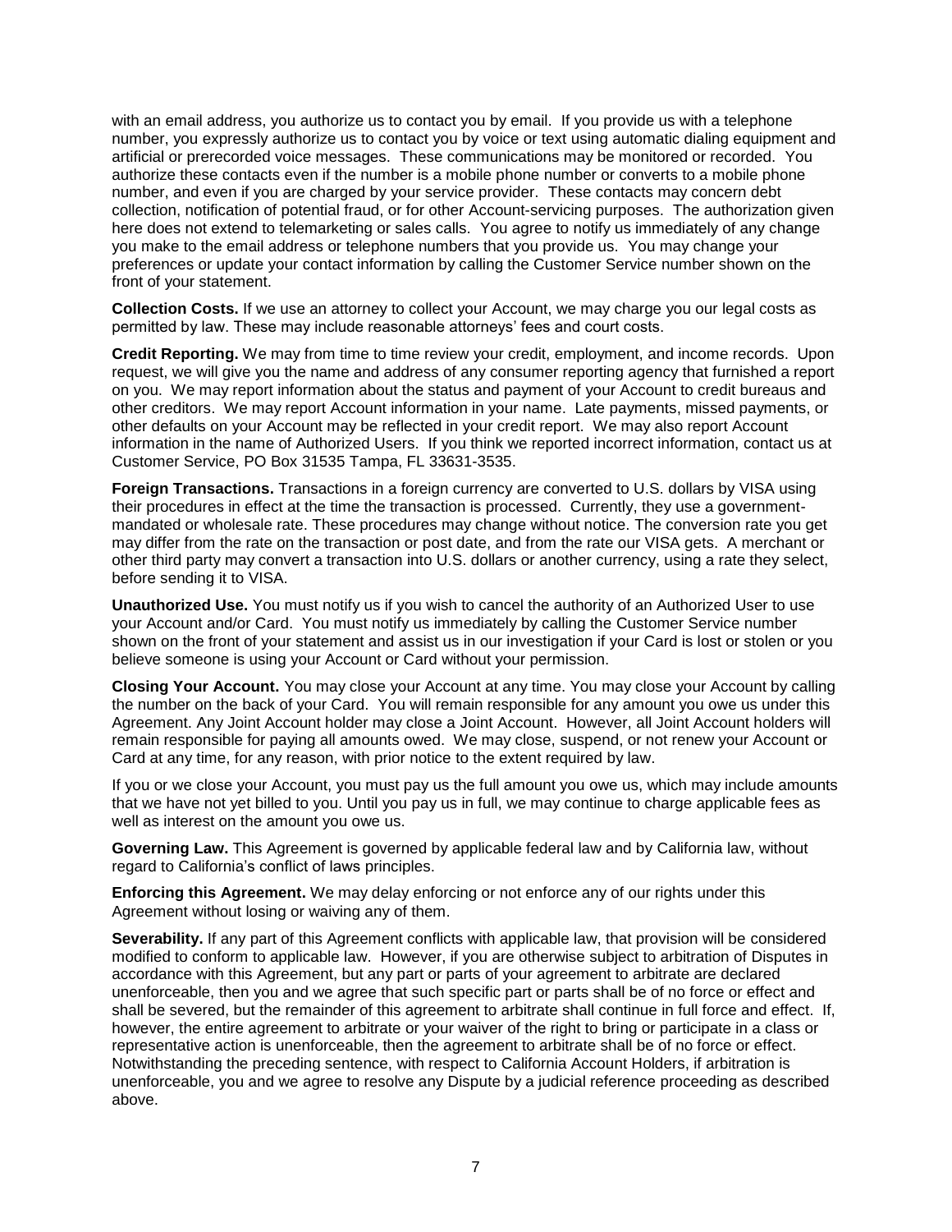with an email address, you authorize us to contact you by email. If you provide us with a telephone number, you expressly authorize us to contact you by voice or text using automatic dialing equipment and artificial or prerecorded voice messages. These communications may be monitored or recorded. You authorize these contacts even if the number is a mobile phone number or converts to a mobile phone number, and even if you are charged by your service provider. These contacts may concern debt collection, notification of potential fraud, or for other Account-servicing purposes. The authorization given here does not extend to telemarketing or sales calls. You agree to notify us immediately of any change you make to the email address or telephone numbers that you provide us. You may change your preferences or update your contact information by calling the Customer Service number shown on the front of your statement.

**Collection Costs.** If we use an attorney to collect your Account, we may charge you our legal costs as permitted by law. These may include reasonable attorneys' fees and court costs.

**Credit Reporting.** We may from time to time review your credit, employment, and income records. Upon request, we will give you the name and address of any consumer reporting agency that furnished a report on you. We may report information about the status and payment of your Account to credit bureaus and other creditors. We may report Account information in your name. Late payments, missed payments, or other defaults on your Account may be reflected in your credit report. We may also report Account information in the name of Authorized Users. If you think we reported incorrect information, contact us at Customer Service, PO Box 31535 Tampa, FL 33631-3535.

**Foreign Transactions.** Transactions in a foreign currency are converted to U.S. dollars by VISA using their procedures in effect at the time the transaction is processed. Currently, they use a government-mandated or wholesale rate. These procedures may change without notice. The conversion rate you get may differ from the rate on the transaction or post date, and from the rate our VISA gets. A merchant or other third party may convert a transaction into U.S. dollars or another currency, using a rate they select, before sending it to VISA.

**Unauthorized Use.** You must notify us if you wish to cancel the authority of an Authorized User to use your Account and/or Card. You must notify us immediately by calling the Customer Service number shown on the front of your statement and assist us in our investigation if your Card is lost or stolen or you believe someone is using your Account or Card without your permission.

**Closing Your Account.** You may close your Account at any time. You may close your Account by calling the number on the back of your Card. You will remain responsible for any amount you owe us under this Agreement. Any Joint Account holder may close a Joint Account. However, all Joint Account holders will remain responsible for paying all amounts owed. We may close, suspend, or not renew your Account or Card at any time, for any reason, with prior notice to the extent required by law.

If you or we close your Account, you must pay us the full amount you owe us, which may include amounts that we have not yet billed to you. Until you pay us in full, we may continue to charge applicable fees as well as interest on the amount you owe us.

**Governing Law.** This Agreement is governed by applicable federal law and by California law, without regard to California's conflict of laws principles.

**Enforcing this Agreement.** We may delay enforcing or not enforce any of our rights under this Agreement without losing or waiving any of them.

**Severability.** If any part of this Agreement conflicts with applicable law, that provision will be considered modified to conform to applicable law. However, if you are otherwise subject to arbitration of Disputes in accordance with this Agreement, but any part or parts of your agreement to arbitrate are declared unenforceable, then you and we agree that such specific part or parts shall be of no force or effect and shall be severed, but the remainder of this agreement to arbitrate shall continue in full force and effect. If, however, the entire agreement to arbitrate or your waiver of the right to bring or participate in a class or representative action is unenforceable, then the agreement to arbitrate shall be of no force or effect. Notwithstanding the preceding sentence, with respect to California Account Holders, if arbitration is unenforceable, you and we agree to resolve any Dispute by a judicial reference proceeding as described above.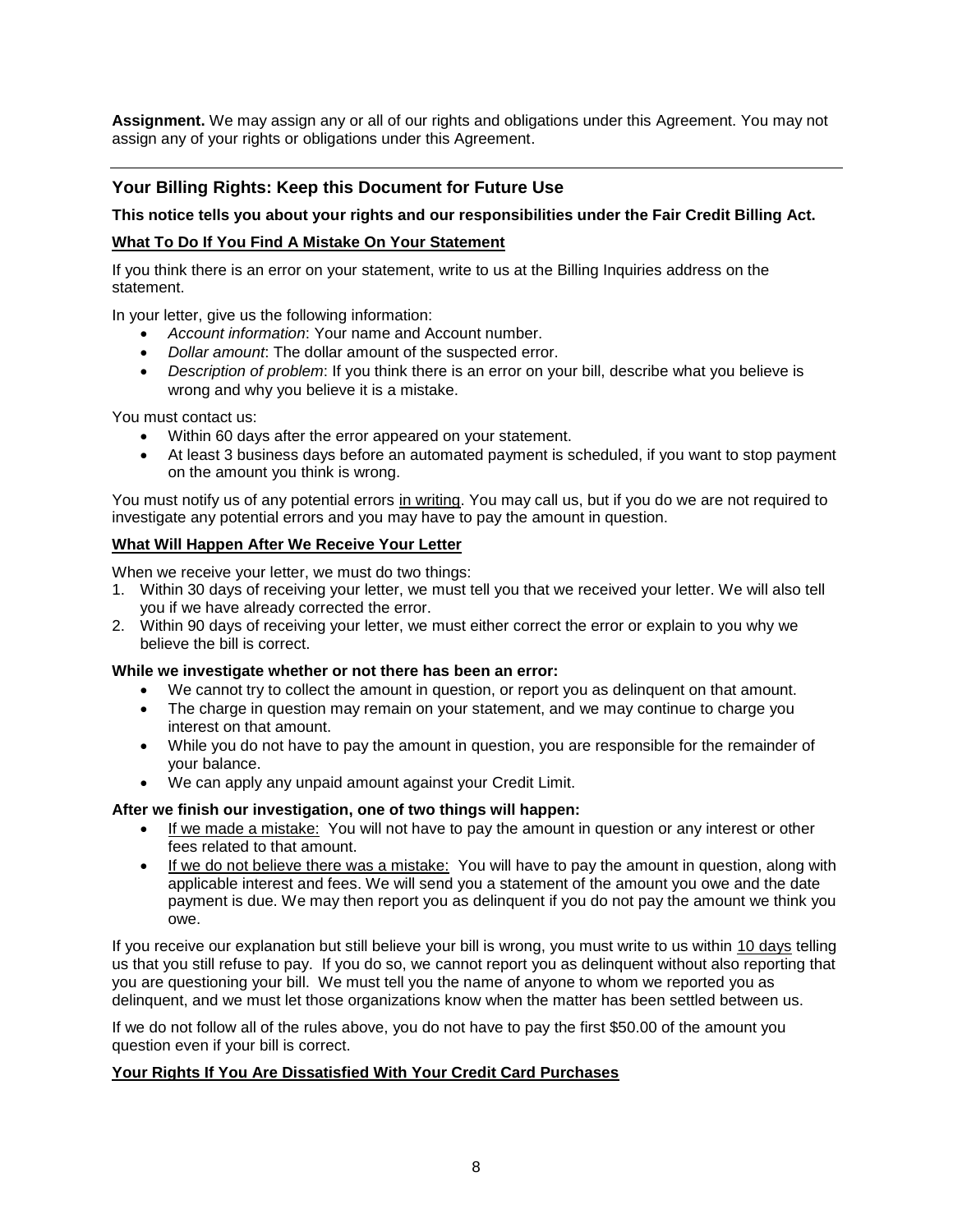**Assignment.** We may assign any or all of our rights and obligations under this Agreement. You may not assign any of your rights or obligations under this Agreement.

---

## Your Billing Rights: Keep this Document for Future Use

**This notice tells you about your rights and our responsibilities under the Fair Credit Billing Act.**

**What To Do If You Find A Mistake On Your Statement**

If you think there is an error on your statement, write to us at the Billing Inquiries address on the statement.

In your letter, give us the following information:

- *Account information*: Your name and Account number.
- *Dollar amount*: The dollar amount of the suspected error.
- *Description of problem*: If you think there is an error on your bill, describe what you believe is wrong and why you believe it is a mistake.

You must contact us:

- Within 60 days after the error appeared on your statement.
- At least 3 business days before an automated payment is scheduled, if you want to stop payment on the amount you think is wrong.

You must notify us of any potential errors in writing. You may call us, but if you do we are not required to investigate any potential errors and you may have to pay the amount in question.

**What Will Happen After We Receive Your Letter**

When we receive your letter, we must do two things:

1. Within 30 days of receiving your letter, we must tell you that we received your letter. We will also tell you if we have already corrected the error.
2. Within 90 days of receiving your letter, we must either correct the error or explain to you why we believe the bill is correct.

**While we investigate whether or not there has been an error:**

- We cannot try to collect the amount in question, or report you as delinquent on that amount.
- The charge in question may remain on your statement, and we may continue to charge you interest on that amount.
- While you do not have to pay the amount in question, you are responsible for the remainder of your balance.
- We can apply any unpaid amount against your Credit Limit.

**After we finish our investigation, one of two things will happen:**

- If we made a mistake: You will not have to pay the amount in question or any interest or other fees related to that amount.
- If we do not believe there was a mistake: You will have to pay the amount in question, along with applicable interest and fees. We will send you a statement of the amount you owe and the date payment is due. We may then report you as delinquent if you do not pay the amount we think you owe.

If you receive our explanation but still believe your bill is wrong, you must write to us within 10 days telling us that you still refuse to pay. If you do so, we cannot report you as delinquent without also reporting that you are questioning your bill. We must tell you the name of anyone to whom we reported you as delinquent, and we must let those organizations know when the matter has been settled between us.

If we do not follow all of the rules above, you do not have to pay the first $50.00 of the amount you question even if your bill is correct.

**Your Rights If You Are Dissatisfied With Your Credit Card Purchases**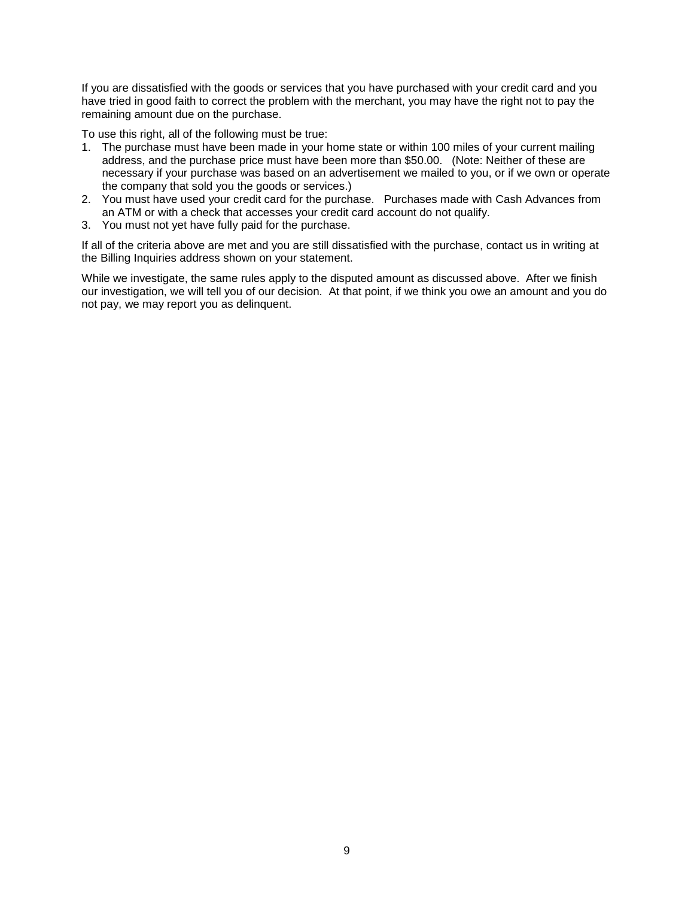If you are dissatisfied with the goods or services that you have purchased with your credit card and you have tried in good faith to correct the problem with the merchant, you may have the right not to pay the remaining amount due on the purchase.

To use this right, all of the following must be true:

1. The purchase must have been made in your home state or within 100 miles of your current mailing address, and the purchase price must have been more than $50.00. (Note: Neither of these are necessary if your purchase was based on an advertisement we mailed to you, or if we own or operate the company that sold you the goods or services.)
2. You must have used your credit card for the purchase. Purchases made with Cash Advances from an ATM or with a check that accesses your credit card account do not qualify.
3. You must not yet have fully paid for the purchase.

If all of the criteria above are met and you are still dissatisfied with the purchase, contact us in writing at the Billing Inquiries address shown on your statement.

While we investigate, the same rules apply to the disputed amount as discussed above. After we finish our investigation, we will tell you of our decision. At that point, if we think you owe an amount and you do not pay, we may report you as delinquent.